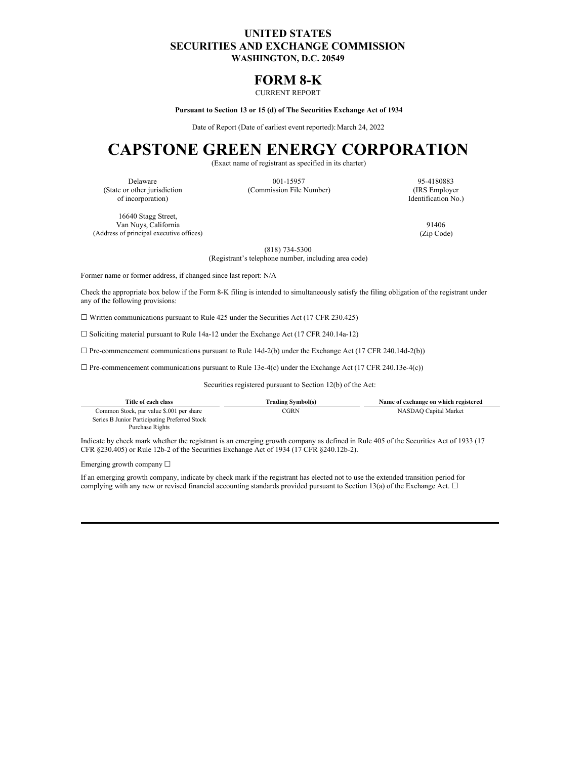# UNITED STATES
# SECURITIES AND EXCHANGE COMMISSION
**WASHINGTON, D.C. 20549**

# FORM 8-K

CURRENT REPORT

**Pursuant to Section 13 or 15 (d) of The Securities Exchange Act of 1934**

Date of Report (Date of earliest event reported): March 24, 2022

# CAPSTONE GREEN ENERGY CORPORATION

(Exact name of registrant as specified in its charter)

| Delaware | 001-15957 | 95-4180883 |
|---|---|---|
| (State or other jurisdiction of incorporation) | (Commission File Number) | (IRS Employer Identification No.) |

| 16640 Stagg Street, Van Nuys, California | 91406 |
|---|---|
| (Address of principal executive offices) | (Zip Code) |

(818) 734-5300
(Registrant's telephone number, including area code)

Former name or former address, if changed since last report: N/A

Check the appropriate box below if the Form 8-K filing is intended to simultaneously satisfy the filing obligation of the registrant under any of the following provisions:

☐ Written communications pursuant to Rule 425 under the Securities Act (17 CFR 230.425)

☐ Soliciting material pursuant to Rule 14a-12 under the Exchange Act (17 CFR 240.14a-12)

☐ Pre-commencement communications pursuant to Rule 14d-2(b) under the Exchange Act (17 CFR 240.14d-2(b))

☐ Pre-commencement communications pursuant to Rule 13e-4(c) under the Exchange Act (17 CFR 240.13e-4(c))

Securities registered pursuant to Section 12(b) of the Act:

| Title of each class | Trading Symbol(s) | Name of exchange on which registered |
|---|---|---|
| Common Stock, par value $.001 per share | CGRN | NASDAQ Capital Market |
| Series B Junior Participating Preferred Stock Purchase Rights | | |

Indicate by check mark whether the registrant is an emerging growth company as defined in Rule 405 of the Securities Act of 1933 (17 CFR §230.405) or Rule 12b-2 of the Securities Exchange Act of 1934 (17 CFR §240.12b-2).

Emerging growth company ☐

If an emerging growth company, indicate by check mark if the registrant has elected not to use the extended transition period for complying with any new or revised financial accounting standards provided pursuant to Section 13(a) of the Exchange Act. ☐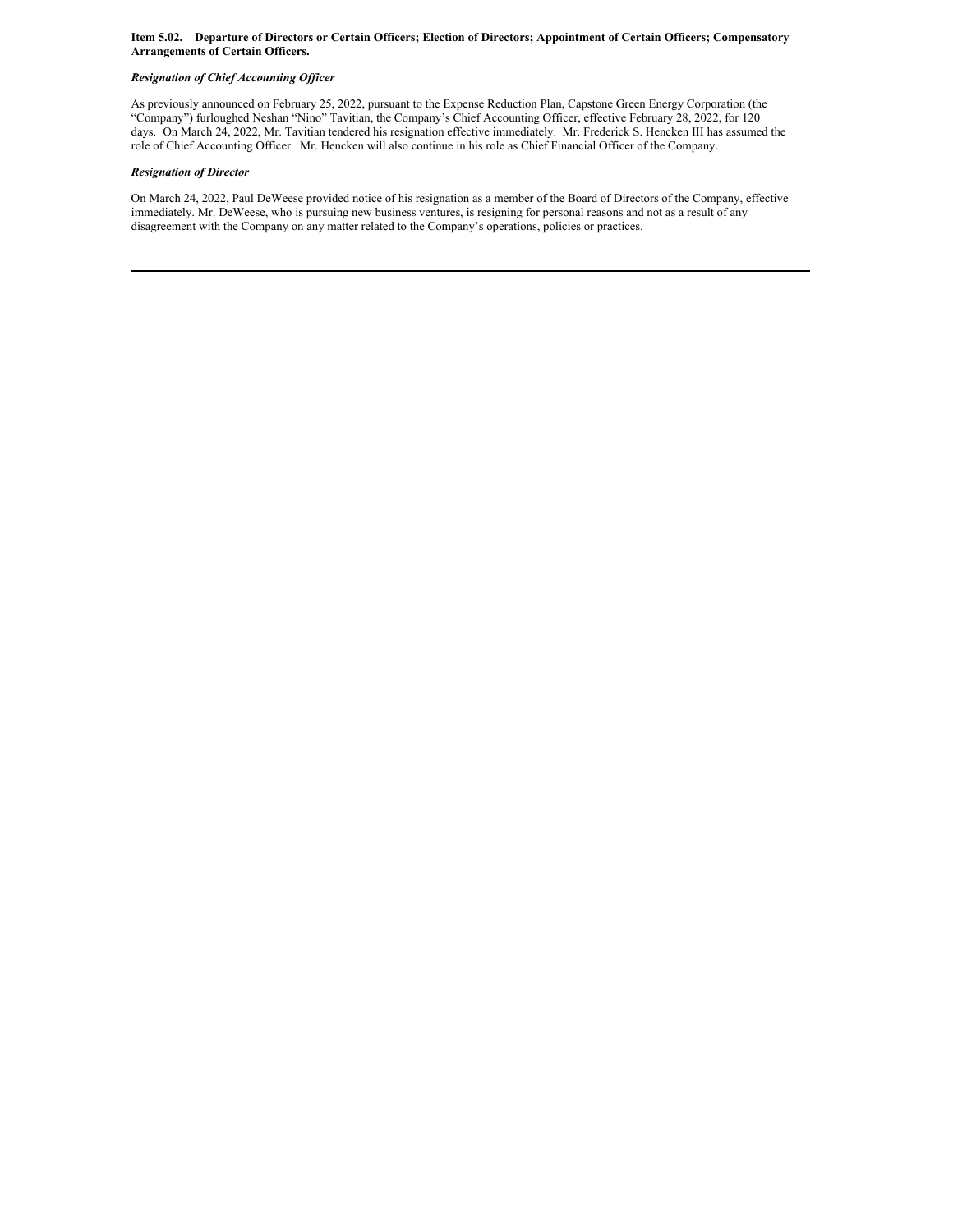**Item 5.02. Departure of Directors or Certain Officers; Election of Directors; Appointment of Certain Officers; Compensatory Arrangements of Certain Officers.**

***Resignation of Chief Accounting Officer***

As previously announced on February 25, 2022, pursuant to the Expense Reduction Plan, Capstone Green Energy Corporation (the "Company") furloughed Neshan "Nino" Tavitian, the Company's Chief Accounting Officer, effective February 28, 2022, for 120 days. On March 24, 2022, Mr. Tavitian tendered his resignation effective immediately. Mr. Frederick S. Hencken III has assumed the role of Chief Accounting Officer. Mr. Hencken will also continue in his role as Chief Financial Officer of the Company.

***Resignation of Director***

On March 24, 2022, Paul DeWeese provided notice of his resignation as a member of the Board of Directors of the Company, effective immediately. Mr. DeWeese, who is pursuing new business ventures, is resigning for personal reasons and not as a result of any disagreement with the Company on any matter related to the Company's operations, policies or practices.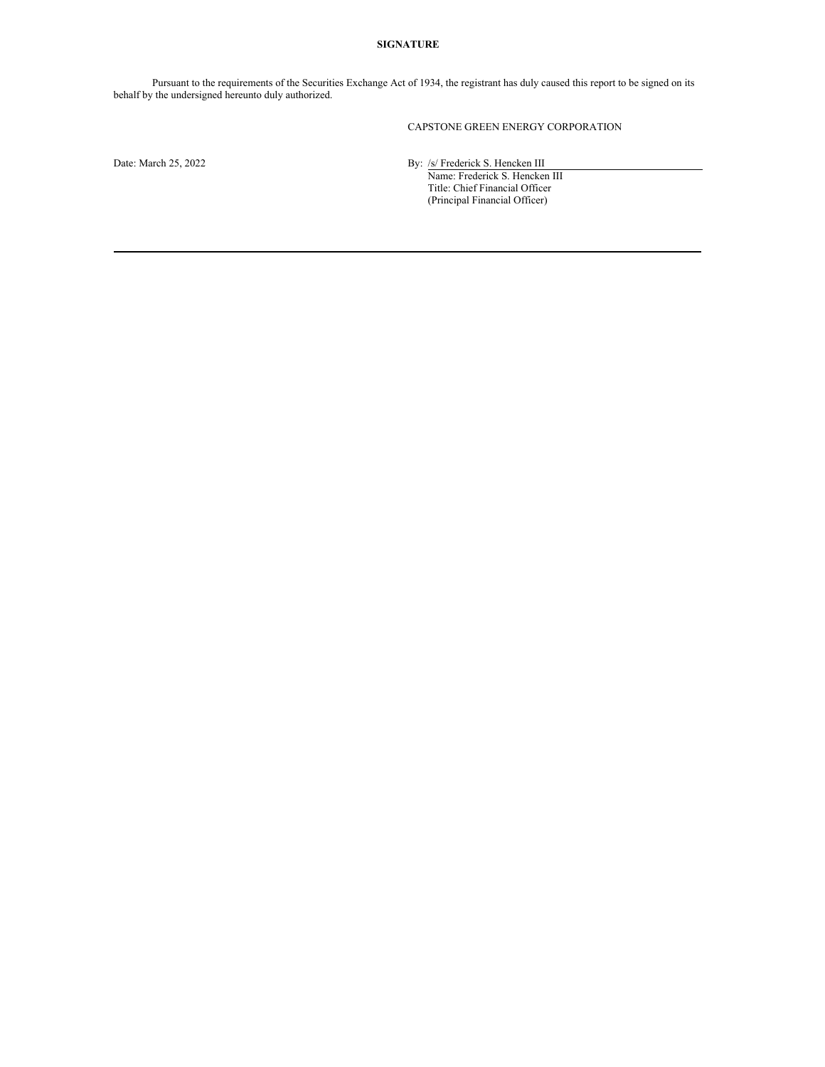**SIGNATURE**

Pursuant to the requirements of the Securities Exchange Act of 1934, the registrant has duly caused this report to be signed on its behalf by the undersigned hereunto duly authorized.

CAPSTONE GREEN ENERGY CORPORATION

Date: March 25, 2022

By: /s/ Frederick S. Hencken III
Name: Frederick S. Hencken III
Title: Chief Financial Officer
(Principal Financial Officer)